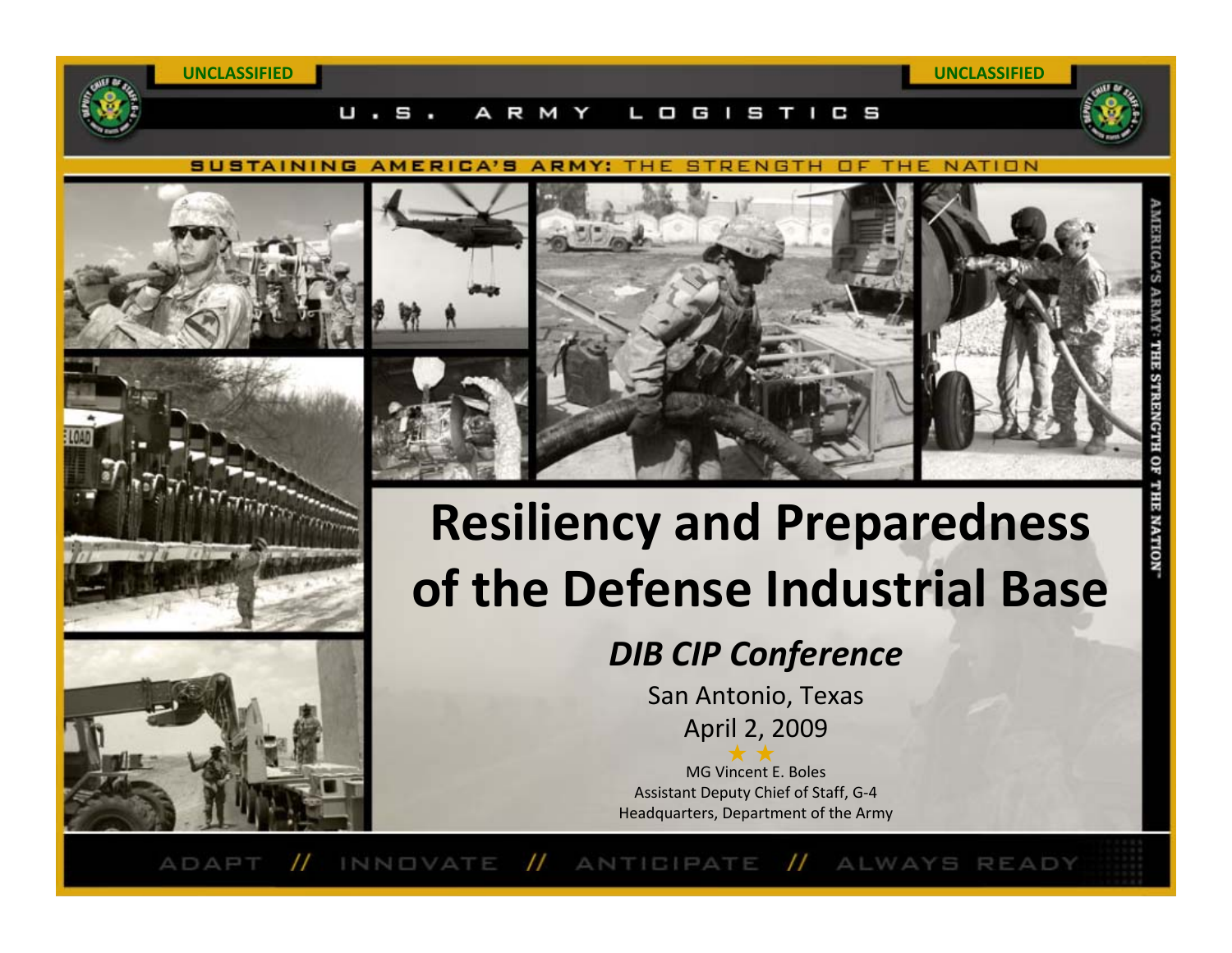UNCLASSIFIED

U.S. ARMY LOGISTICS

SUSTAINING AMERICA'S ARMY: THE STRENGTH OF THE NATION

# Resiliency and Preparedness of the Defense Industrial Base

## *DIB CIP Conference*

San Antonio, Texas

April 2, 2009

★ ★

MG Vincent E. Boles

Assistant Deputy Chief of Staff, G-4

Headquarters, Department of the Army

ADAPT // INNOVATE // ANTICIPATE // ALWAYS READY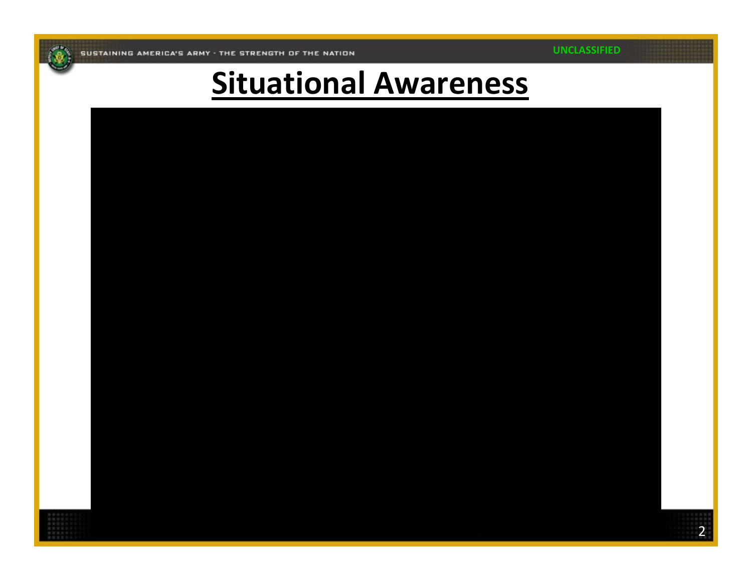UNCLASSIFIED

# Situational Awareness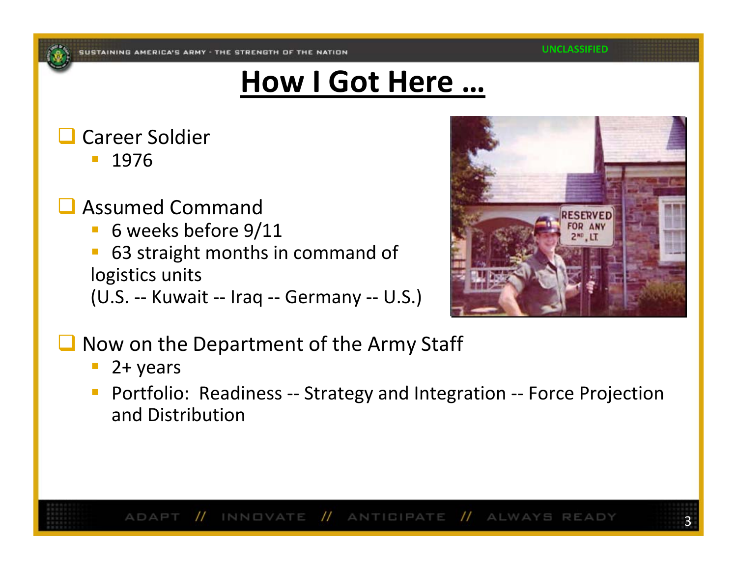# How I Got Here …

- Career Soldier
  - 1976
- Assumed Command
  - 6 weeks before 9/11
  - 63 straight months in command of logistics units (U.S. -- Kuwait -- Iraq -- Germany -- U.S.)
- Now on the Department of the Army Staff
  - 2+ years
  - Portfolio: Readiness -- Strategy and Integration -- Force Projection and Distribution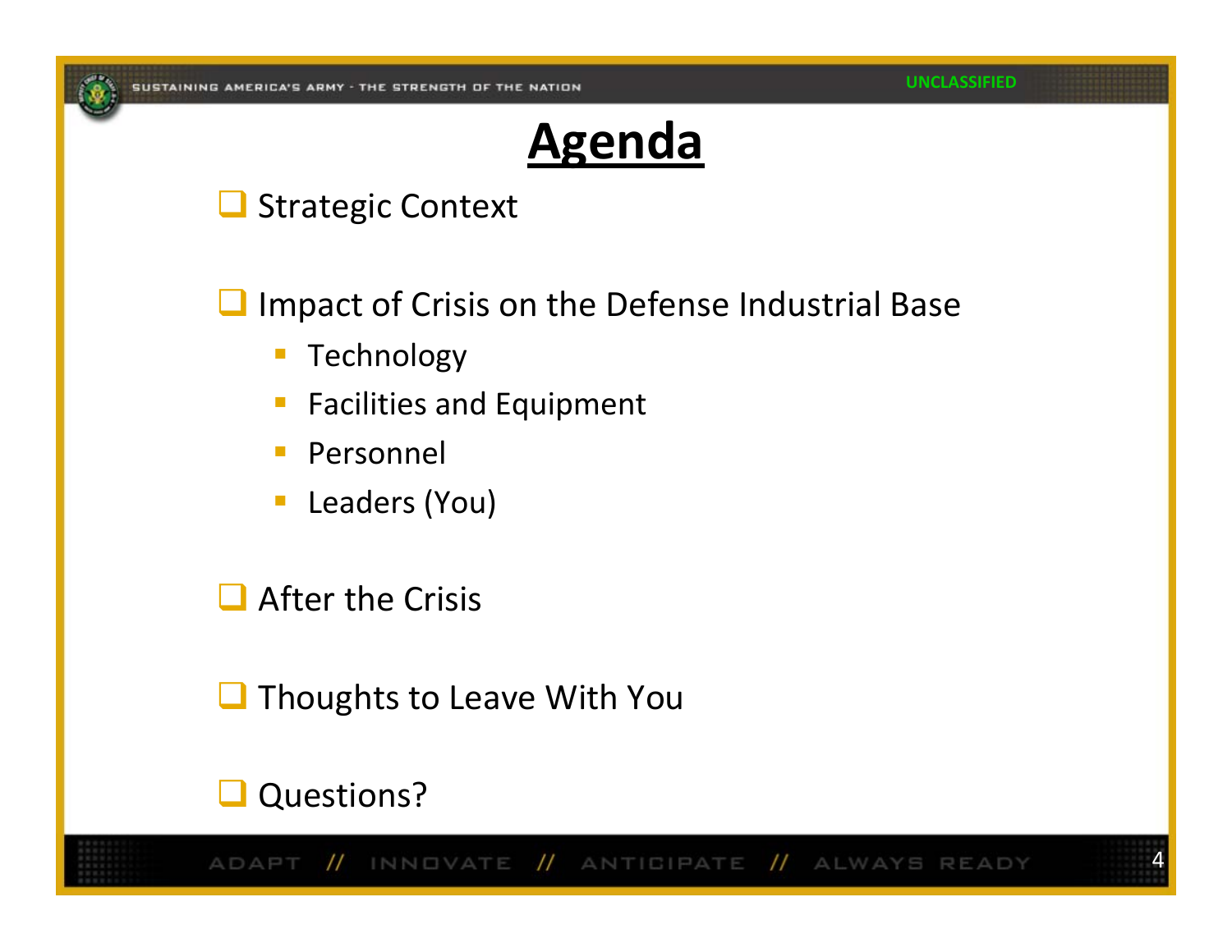# Agenda

- Strategic Context
- Impact of Crisis on the Defense Industrial Base
  - Technology
  - Facilities and Equipment
  - Personnel
  - Leaders (You)
- After the Crisis
- Thoughts to Leave With You
- Questions?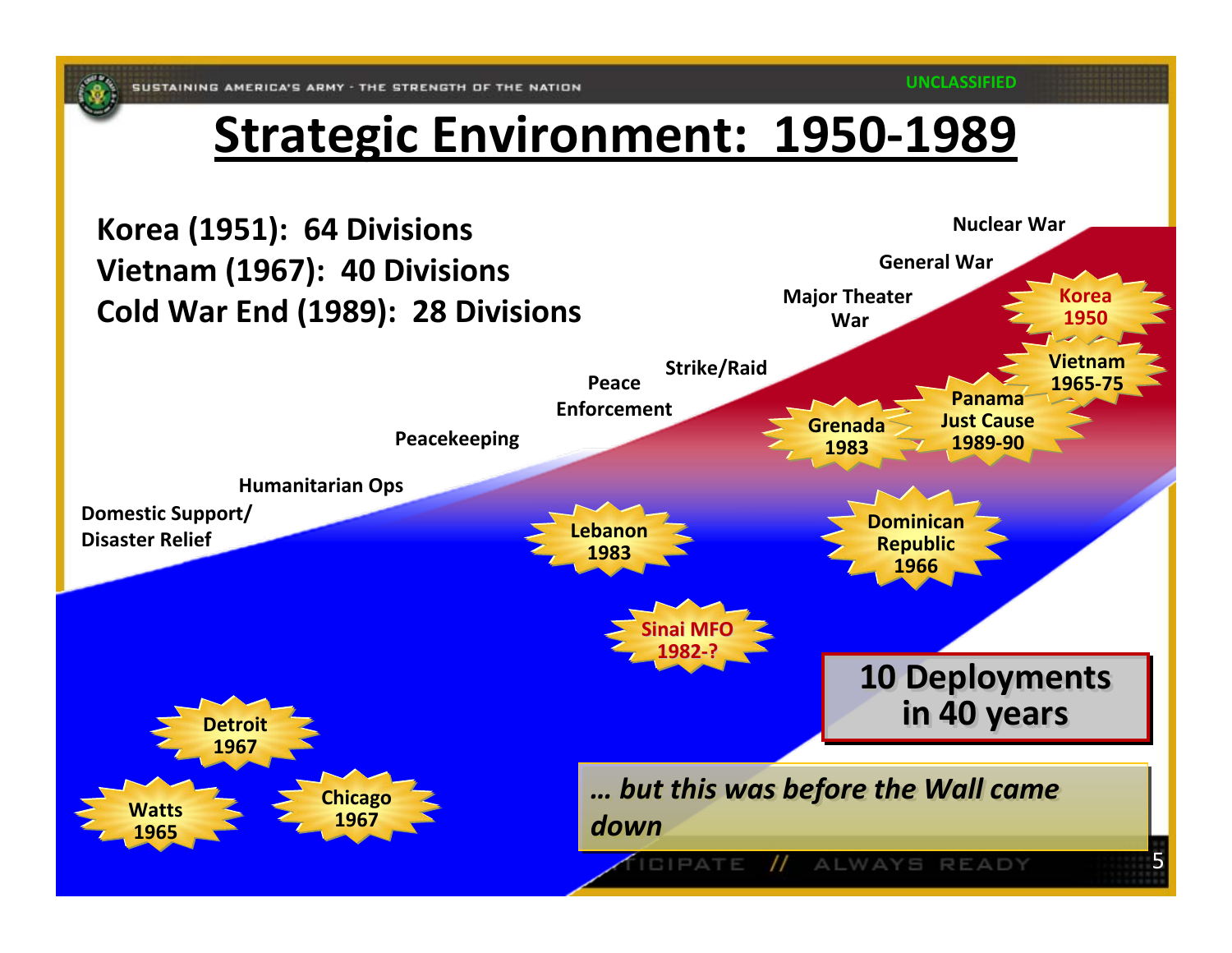# Strategic Environment: 1950-1989

**Korea (1951): 64 Divisions**
**Vietnam (1967): 40 Divisions**
**Cold War End (1989): 28 Divisions**

Nuclear War
General War
Major Theater War
Strike/Raid
Peace Enforcement
Peacekeeping
Humanitarian Ops
Domestic Support/ Disaster Relief

Korea 1950
Vietnam 1965-75
Panama Just Cause 1989-90
Grenada 1983
Dominican Republic 1966
Lebanon 1983
Sinai MFO 1982-?
Detroit 1967
Watts 1965
Chicago 1967

**10 Deployments in 40 years**

***… but this was before the Wall came down***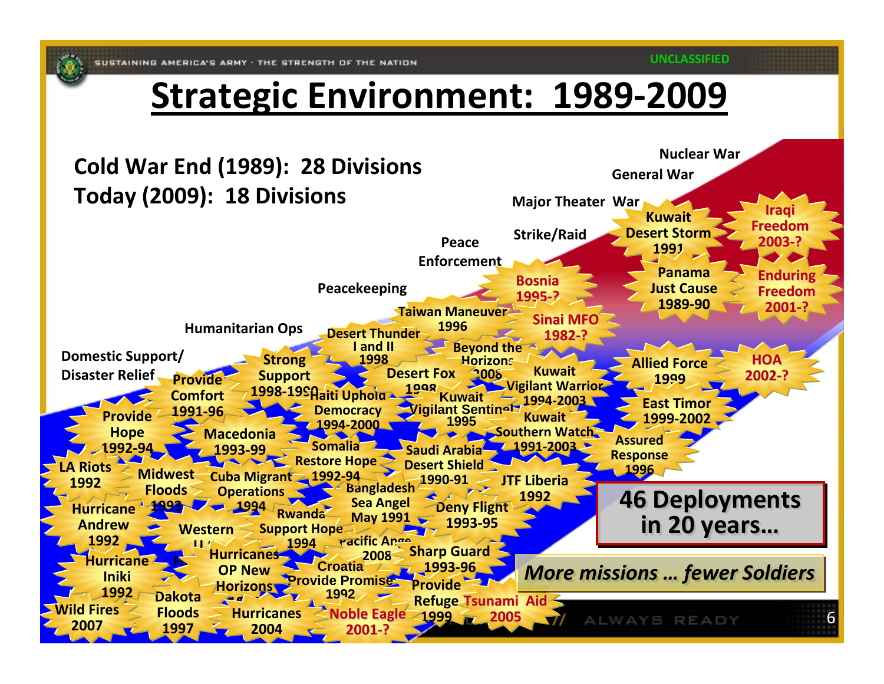# Strategic Environment: 1989-2009

**Cold War End (1989): 28 Divisions**
**Today (2009): 18 Divisions**

Nuclear War
General War
Major Theater War
Strike/Raid
Peace Enforcement
Peacekeeping
Humanitarian Ops
Domestic Support/ Disaster Relief

- Kuwait Desert Storm 1991
- Iraqi Freedom 2003-?
- Panama Just Cause 1989-90
- Enduring Freedom 2001-?
- Bosnia 1995-?
- Sinai MFO 1982-?
- Taiwan Maneuver 1996
- Desert Thunder I and II 1998
- Beyond the Horizons 2008
- Strong Support 1998-1999
- Provide Comfort 1991-96
- Desert Fox 1998
- Haiti Uphold Democracy 1994-2000
- Kuwait Vigilant Sentinel 1995
- Kuwait Vigilant Warrior 1994-2003
- Allied Force 1999
- HOA 2002-?
- East Timor 1999-2002
- Provide Hope 1992-94
- Macedonia 1993-99
- Kuwait Southern Watch 1991-2003
- Assured Response 1996
- Somalia Restore Hope 1992-94
- Saudi Arabia Desert Shield 1990-91
- LA Riots 1992
- Midwest Floods 1993
- Cuba Migrant Operations 1994
- Bangladesh Sea Angel May 1991
- JTF Liberia 1992
- Hurricane Andrew 1992
- Rwanda Support Hope 1994
- Deny Flight 1993-95
- Western
- Pacific Angel 2008
- Hurricanes OP New Horizons
- Sharp Guard 1993-96
- Hurricane Iniki 1992
- Croatia Provide Promise 1992
- Provide Refuge 1999
- Tsunami Aid 2005
- Wild Fires 2007
- Dakota Floods 1997
- Hurricanes 2004
- Noble Eagle 2001-?

**46 Deployments in 20 years…**

***More missions … fewer Soldiers***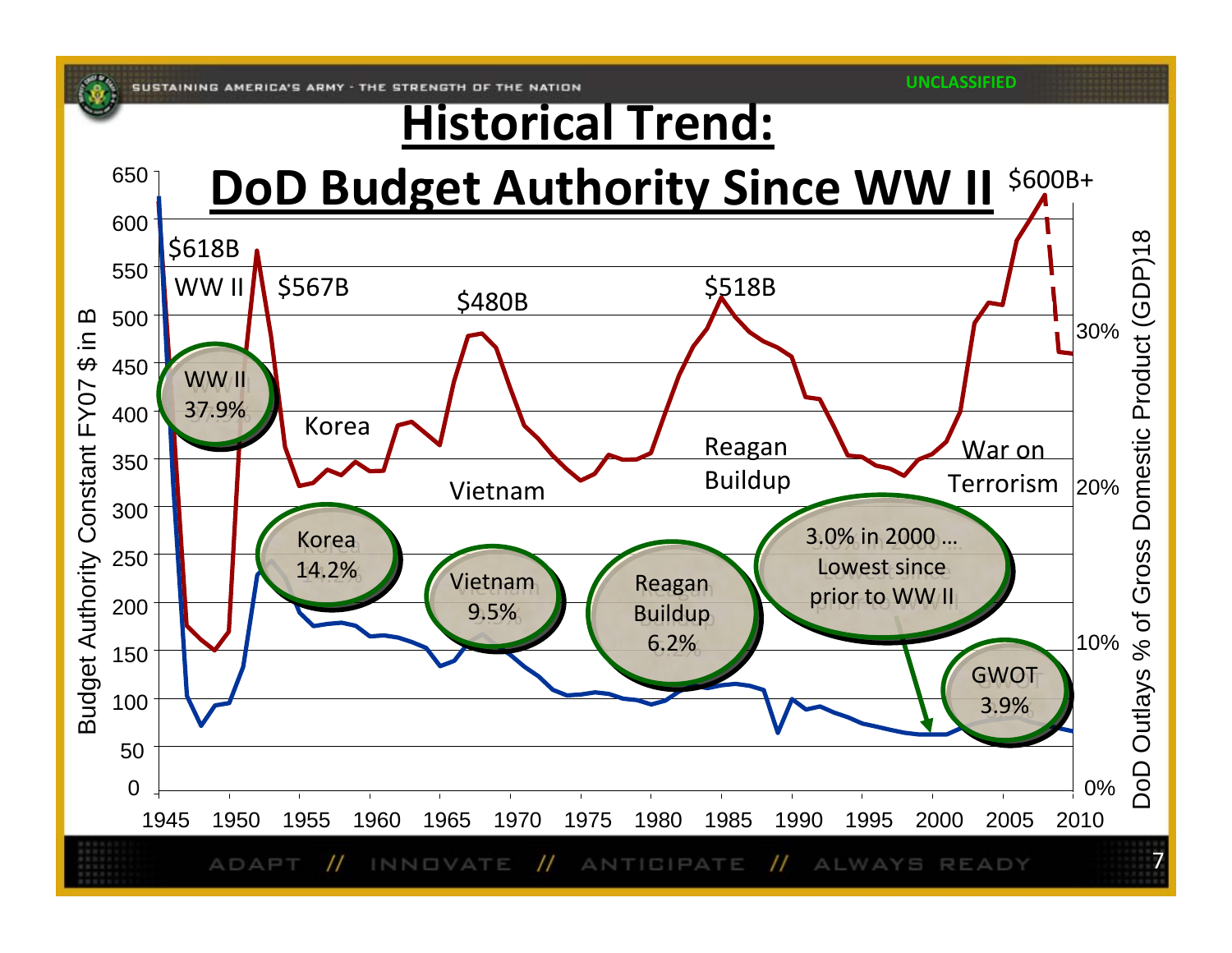# Historical Trend: DoD Budget Authority Since WW II

Budget Authority Constant FY07 $ in B

DoD Outlays % of Gross Domestic Product (GDP)18

- $618B WW II
- $567B Korea
- $480B Vietnam
- $518B Reagan Buildup
- $600B+ War on Terrorism

- WW II 37.9%
- Korea 14.2%
- Vietnam 9.5%
- Reagan Buildup 6.2%
- 3.0% in 2000 … Lowest since prior to WW II
- GWOT 3.9%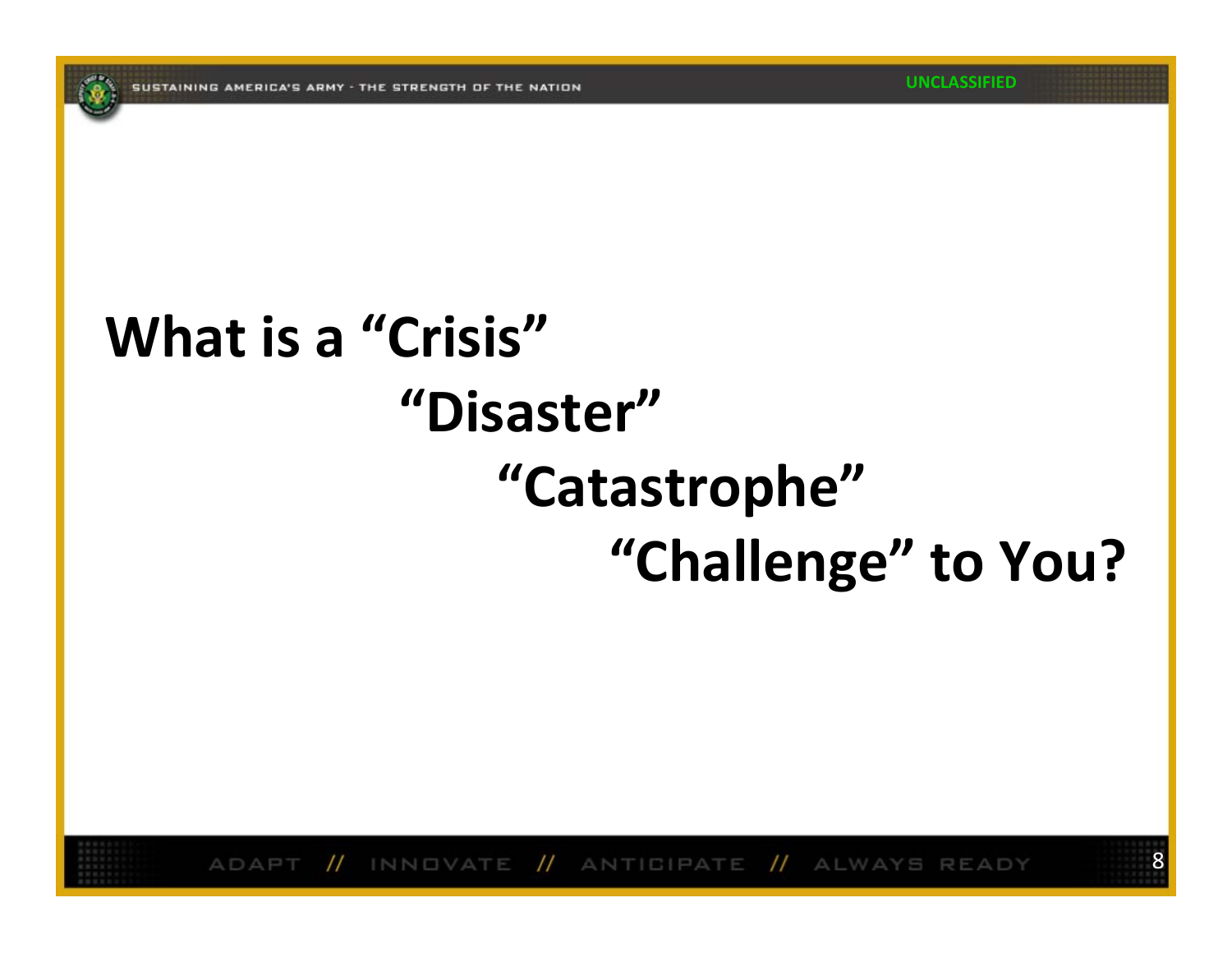# What is a "Crisis"

# "Disaster"

# "Catastrophe"

# "Challenge" to You?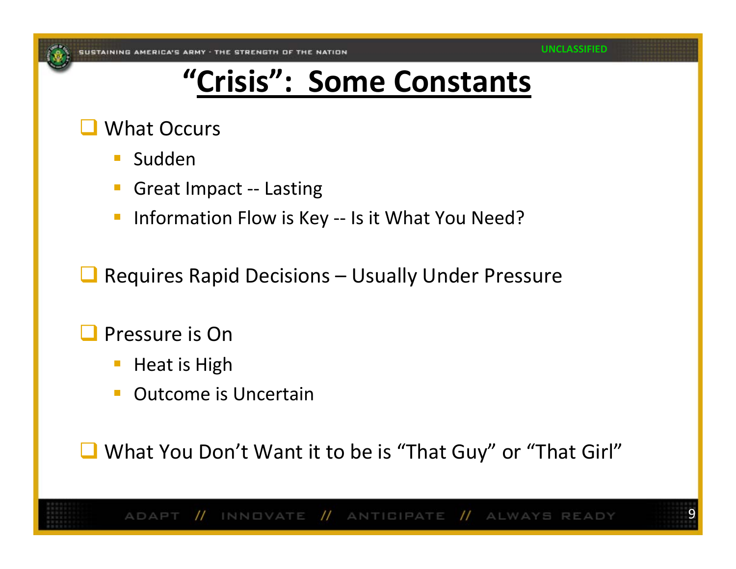# "Crisis": Some Constants

- What Occurs
  - Sudden
  - Great Impact -- Lasting
  - Information Flow is Key -- Is it What You Need?
- Requires Rapid Decisions – Usually Under Pressure
- Pressure is On
  - Heat is High
  - Outcome is Uncertain
- What You Don't Want it to be is "That Guy" or "That Girl"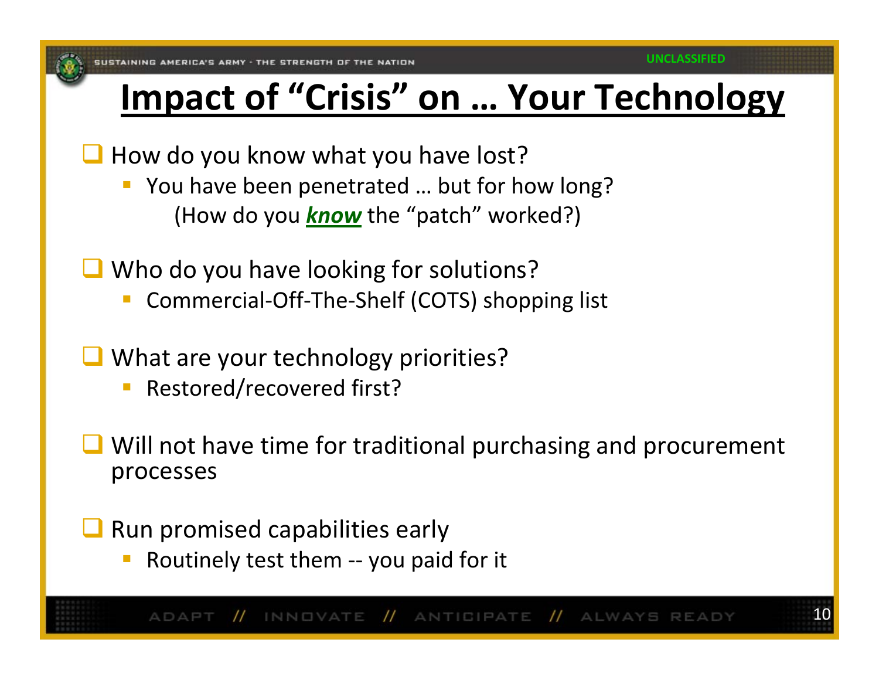# Impact of "Crisis" on … Your Technology

- How do you know what you have lost?
  - You have been penetrated … but for how long?
    (How do you ***know*** the "patch" worked?)

- Who do you have looking for solutions?
  - Commercial-Off-The-Shelf (COTS) shopping list

- What are your technology priorities?
  - Restored/recovered first?

- Will not have time for traditional purchasing and procurement processes

- Run promised capabilities early
  - Routinely test them -- you paid for it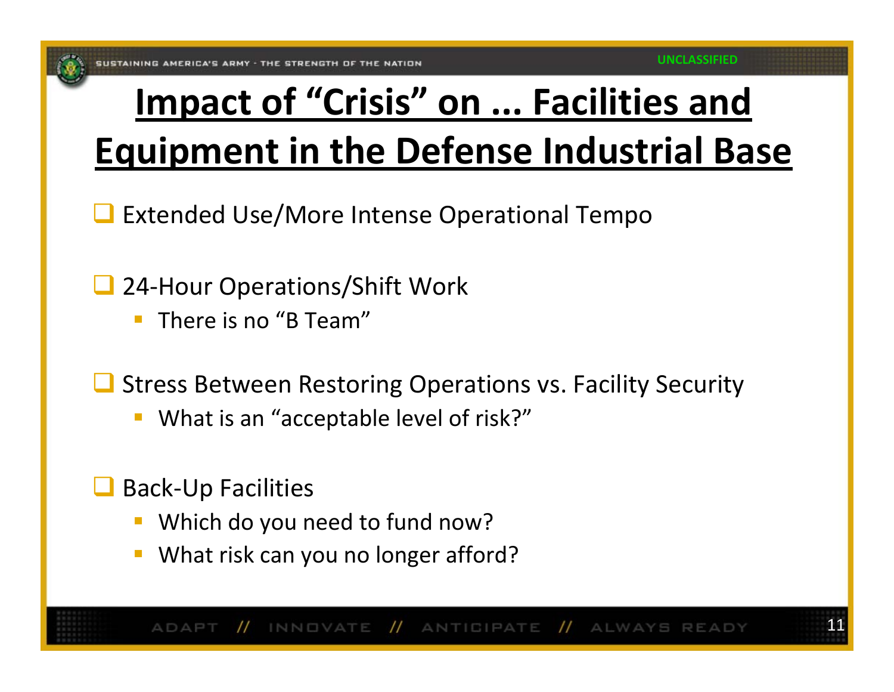# Impact of "Crisis" on ... Facilities and Equipment in the Defense Industrial Base

- Extended Use/More Intense Operational Tempo
- 24-Hour Operations/Shift Work
  - There is no "B Team"
- Stress Between Restoring Operations vs. Facility Security
  - What is an "acceptable level of risk?"
- Back-Up Facilities
  - Which do you need to fund now?
  - What risk can you no longer afford?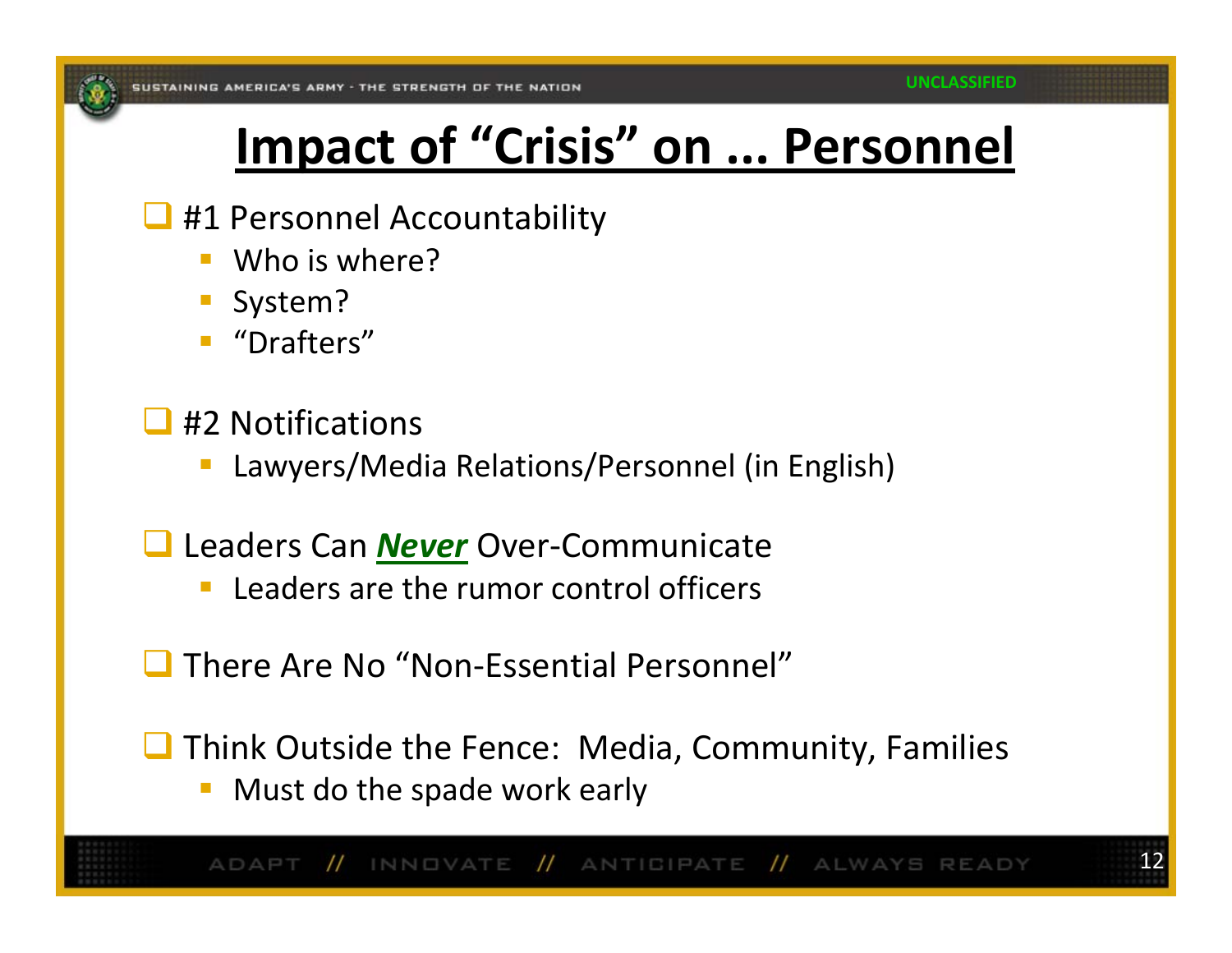# Impact of "Crisis" on ... Personnel

- #1 Personnel Accountability
  - Who is where?
  - System?
  - "Drafters"
- #2 Notifications
  - Lawyers/Media Relations/Personnel (in English)
- Leaders Can ***Never*** Over-Communicate
  - Leaders are the rumor control officers
- There Are No "Non-Essential Personnel"
- Think Outside the Fence: Media, Community, Families
  - Must do the spade work early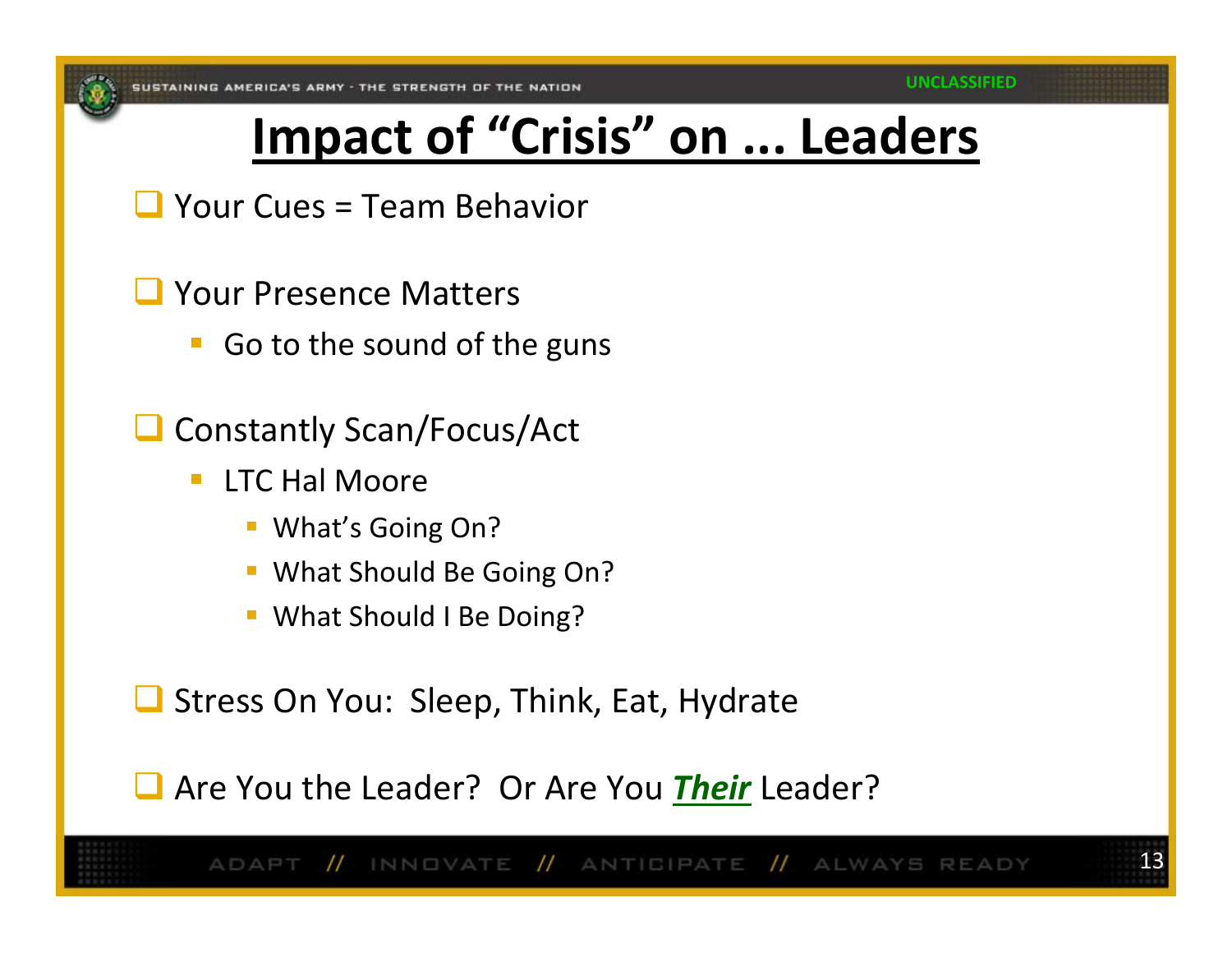# Impact of "Crisis" on ... Leaders

- Your Cues = Team Behavior
- Your Presence Matters
  - Go to the sound of the guns
- Constantly Scan/Focus/Act
  - LTC Hal Moore
    - What's Going On?
    - What Should Be Going On?
    - What Should I Be Doing?
- Stress On You: Sleep, Think, Eat, Hydrate
- Are You the Leader? Or Are You ***Their*** Leader?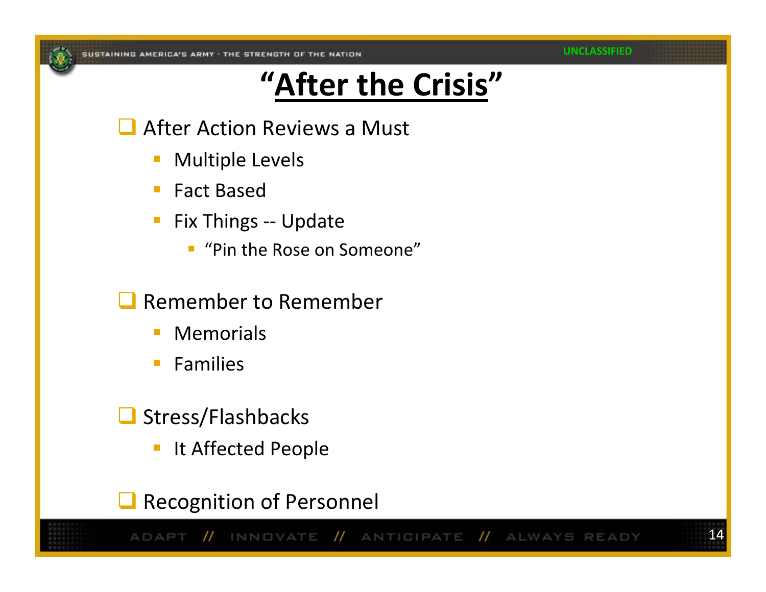# “After the Crisis”

- After Action Reviews a Must
  - Multiple Levels
  - Fact Based
  - Fix Things -- Update
    - “Pin the Rose on Someone”
- Remember to Remember
  - Memorials
  - Families
- Stress/Flashbacks
  - It Affected People
- Recognition of Personnel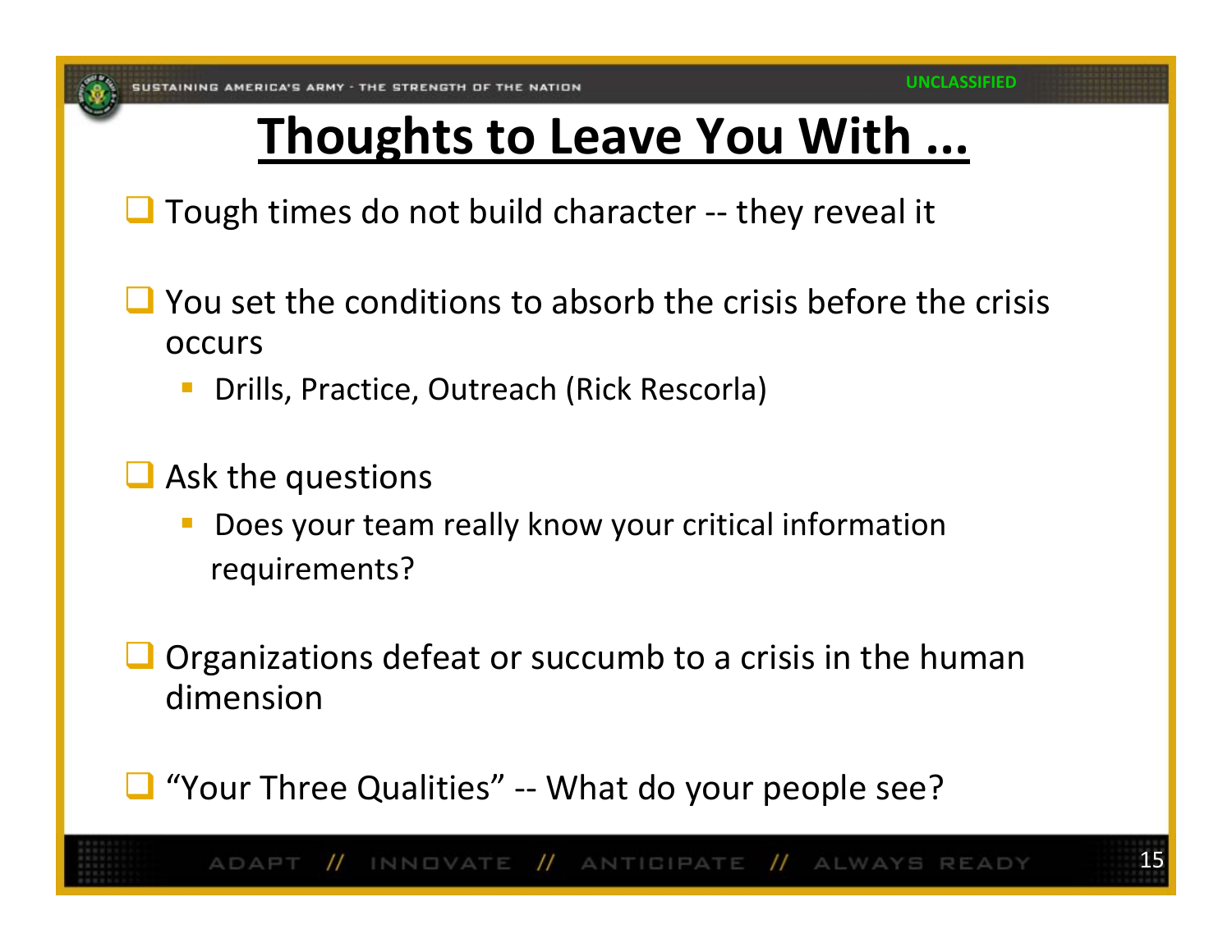# Thoughts to Leave You With ...

- Tough times do not build character -- they reveal it
- You set the conditions to absorb the crisis before the crisis occurs
  - Drills, Practice, Outreach (Rick Rescorla)
- Ask the questions
  - Does your team really know your critical information requirements?
- Organizations defeat or succumb to a crisis in the human dimension
- "Your Three Qualities" -- What do your people see?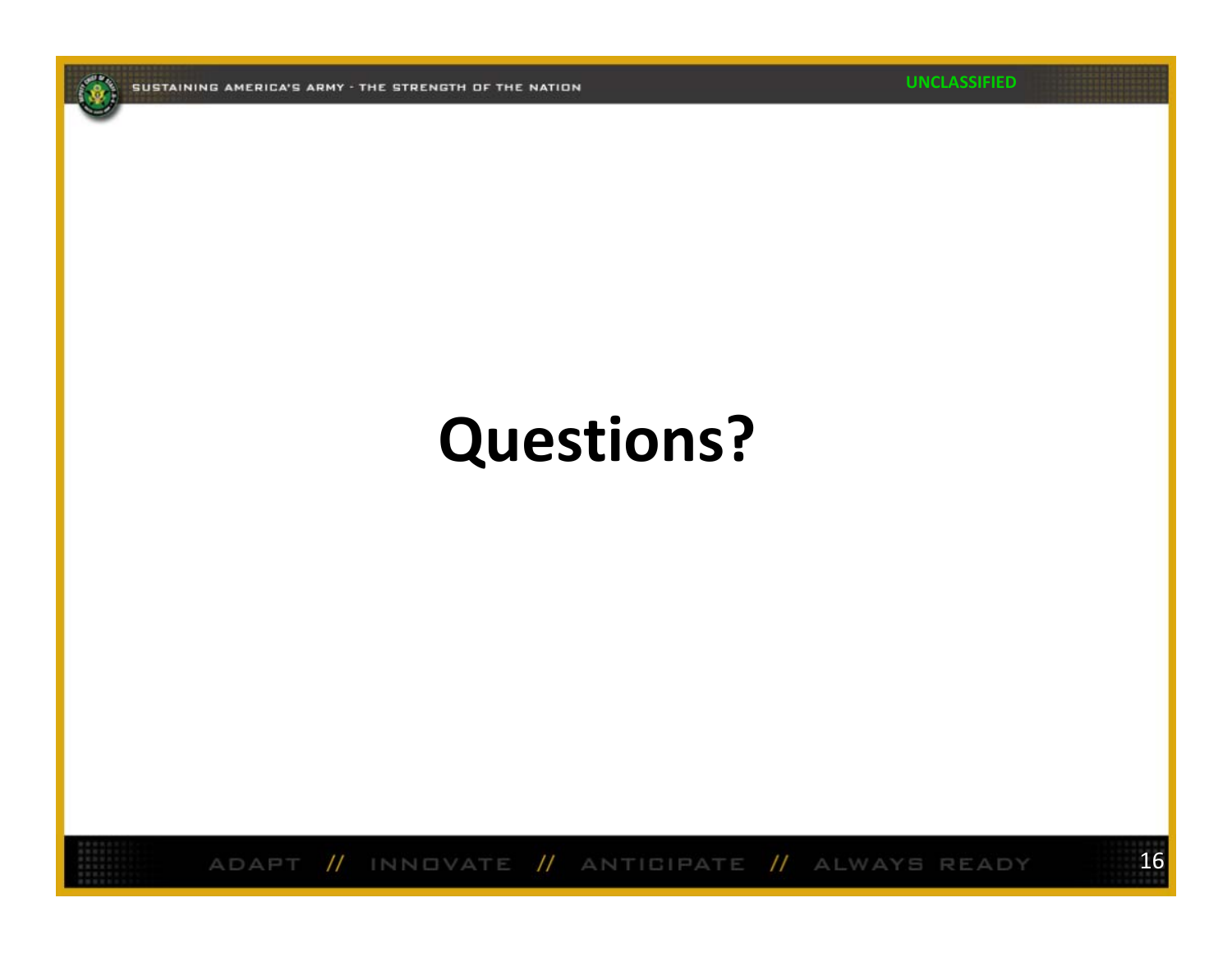# Questions?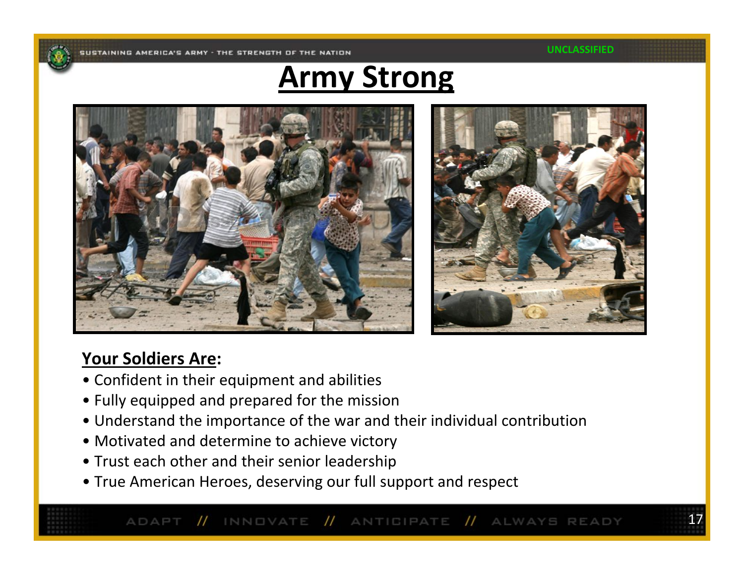# Army Strong

**Your Soldiers Are:**

- Confident in their equipment and abilities
- Fully equipped and prepared for the mission
- Understand the importance of the war and their individual contribution
- Motivated and determine to achieve victory
- Trust each other and their senior leadership
- True American Heroes, deserving our full support and respect